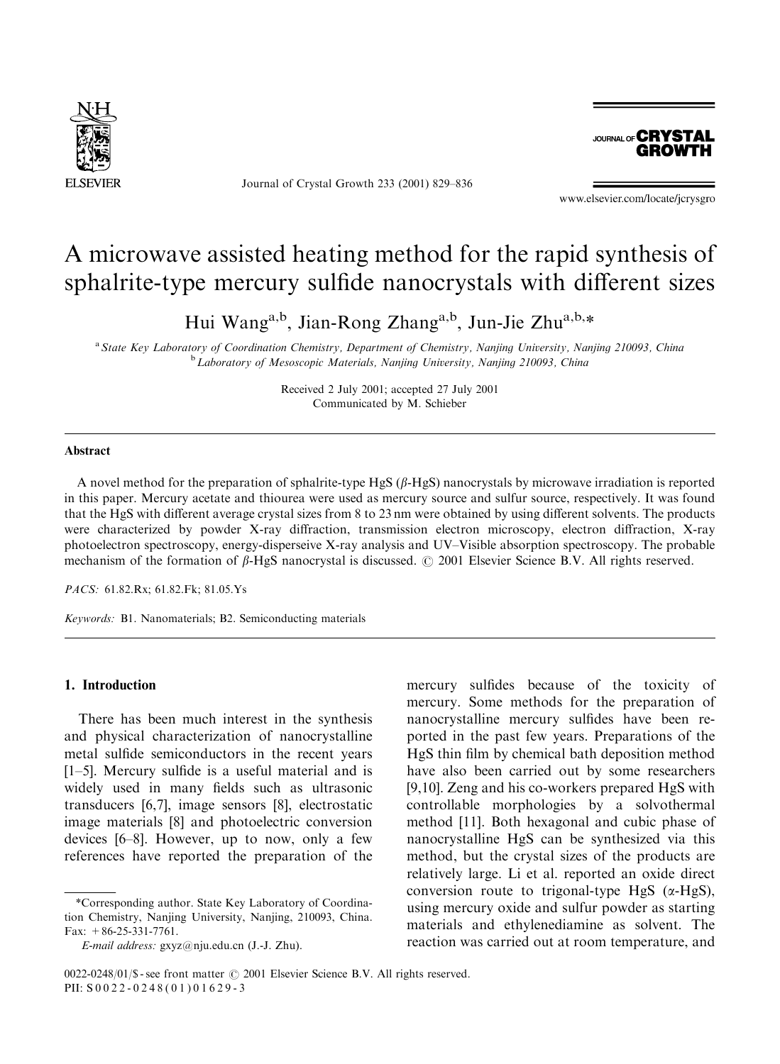# A microwave assisted heating method for the rapid synthesis of sphalrite-type mercury sulfide nanocrystals with different sizes

Hui Wang[a,b], Jian-Rong Zhang[a,b], Jun-Jie Zhu[a,b,*]

[a] State Key Laboratory of Coordination Chemistry, Department of Chemistry, Nanjing University, Nanjing 210093, China
[b] Laboratory of Mesoscopic Materials, Nanjing University, Nanjing 210093, China

Received 2 July 2001; accepted 27 July 2001
Communicated by M. Schieber

## Abstract

A novel method for the preparation of sphalrite-type HgS ($\beta$-HgS) nanocrystals by microwave irradiation is reported in this paper. Mercury acetate and thiourea were used as mercury source and sulfur source, respectively. It was found that the HgS with different average crystal sizes from 8 to 23 nm were obtained by using different solvents. The products were characterized by powder X-ray diffraction, transmission electron microscopy, electron diffraction, X-ray photoelectron spectroscopy, energy-disperseive X-ray analysis and UV–Visible absorption spectroscopy. The probable mechanism of the formation of $\beta$-HgS nanocrystal is discussed. © 2001 Elsevier Science B.V. All rights reserved.

*PACS:* 61.82.Rx; 61.82.Fk; 81.05.Ys

*Keywords:* B1. Nanomaterials; B2. Semiconducting materials

## 1. Introduction

There has been much interest in the synthesis and physical characterization of nanocrystalline metal sulfide semiconductors in the recent years [1–5]. Mercury sulfide is a useful material and is widely used in many fields such as ultrasonic transducers [6,7], image sensors [8], electrostatic image materials [8] and photoelectric conversion devices [6–8]. However, up to now, only a few references have reported the preparation of the mercury sulfides because of the toxicity of mercury. Some methods for the preparation of nanocrystalline mercury sulfides have been reported in the past few years. Preparations of the HgS thin film by chemical bath deposition method have also been carried out by some researchers [9,10]. Zeng and his co-workers prepared HgS with controllable morphologies by a solvothermal method [11]. Both hexagonal and cubic phase of nanocrystalline HgS can be synthesized via this method, but the crystal sizes of the products are relatively large. Li et al. reported an oxide direct conversion route to trigonal-type HgS ($\alpha$-HgS), using mercury oxide and sulfur powder as starting materials and ethylenediamine as solvent. The reaction was carried out at room temperature, and

*Corresponding author. State Key Laboratory of Coordination Chemistry, Nanjing University, Nanjing, 210093, China. Fax: +86-25-331-7761.
*E-mail address:* gxyz@nju.edu.cn (J.-J. Zhu).

0022-0248/01/$ - see front matter © 2001 Elsevier Science B.V. All rights reserved.
PII: S0022-0248(01)01629-3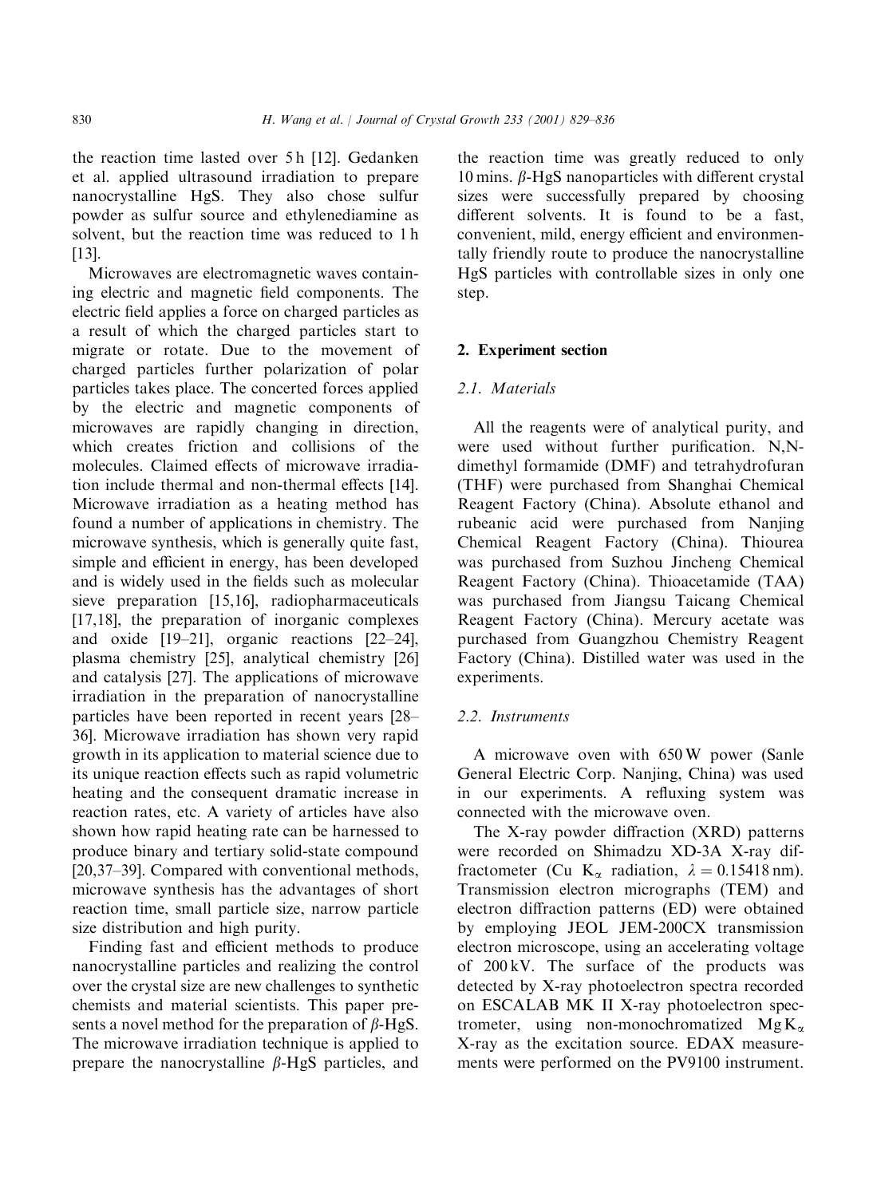the reaction time lasted over 5 h [12]. Gedanken et al. applied ultrasound irradiation to prepare nanocrystalline HgS. They also chose sulfur powder as sulfur source and ethylenediamine as solvent, but the reaction time was reduced to 1 h [13].

Microwaves are electromagnetic waves containing electric and magnetic field components. The electric field applies a force on charged particles as a result of which the charged particles start to migrate or rotate. Due to the movement of charged particles further polarization of polar particles takes place. The concerted forces applied by the electric and magnetic components of microwaves are rapidly changing in direction, which creates friction and collisions of the molecules. Claimed effects of microwave irradiation include thermal and non-thermal effects [14]. Microwave irradiation as a heating method has found a number of applications in chemistry. The microwave synthesis, which is generally quite fast, simple and efficient in energy, has been developed and is widely used in the fields such as molecular sieve preparation [15,16], radiopharmaceuticals [17,18], the preparation of inorganic complexes and oxide [19–21], organic reactions [22–24], plasma chemistry [25], analytical chemistry [26] and catalysis [27]. The applications of microwave irradiation in the preparation of nanocrystalline particles have been reported in recent years [28–36]. Microwave irradiation has shown very rapid growth in its application to material science due to its unique reaction effects such as rapid volumetric heating and the consequent dramatic increase in reaction rates, etc. A variety of articles have also shown how rapid heating rate can be harnessed to produce binary and tertiary solid-state compound [20,37–39]. Compared with conventional methods, microwave synthesis has the advantages of short reaction time, small particle size, narrow particle size distribution and high purity.

Finding fast and efficient methods to produce nanocrystalline particles and realizing the control over the crystal size are new challenges to synthetic chemists and material scientists. This paper presents a novel method for the preparation of $\beta$-HgS. The microwave irradiation technique is applied to prepare the nanocrystalline $\beta$-HgS particles, and the reaction time was greatly reduced to only 10 mins. $\beta$-HgS nanoparticles with different crystal sizes were successfully prepared by choosing different solvents. It is found to be a fast, convenient, mild, energy efficient and environmentally friendly route to produce the nanocrystalline HgS particles with controllable sizes in only one step.

## 2. Experiment section

### 2.1. Materials

All the reagents were of analytical purity, and were used without further purification. N,N-dimethyl formamide (DMF) and tetrahydrofuran (THF) were purchased from Shanghai Chemical Reagent Factory (China). Absolute ethanol and rubeanic acid were purchased from Nanjing Chemical Reagent Factory (China). Thiourea was purchased from Suzhou Jincheng Chemical Reagent Factory (China). Thioacetamide (TAA) was purchased from Jiangsu Taicang Chemical Reagent Factory (China). Mercury acetate was purchased from Guangzhou Chemistry Reagent Factory (China). Distilled water was used in the experiments.

### 2.2. Instruments

A microwave oven with 650 W power (Sanle General Electric Corp. Nanjing, China) was used in our experiments. A refluxing system was connected with the microwave oven.

The X-ray powder diffraction (XRD) patterns were recorded on Shimadzu XD-3A X-ray diffractometer (Cu $K_\alpha$ radiation, $\lambda = 0.15418$ nm). Transmission electron micrographs (TEM) and electron diffraction patterns (ED) were obtained by employing JEOL JEM-200CX transmission electron microscope, using an accelerating voltage of 200 kV. The surface of the products was detected by X-ray photoelectron spectra recorded on ESCALAB MK II X-ray photoelectron spectrometer, using non-monochromatized Mg $K_\alpha$ X-ray as the excitation source. EDAX measurements were performed on the PV9100 instrument.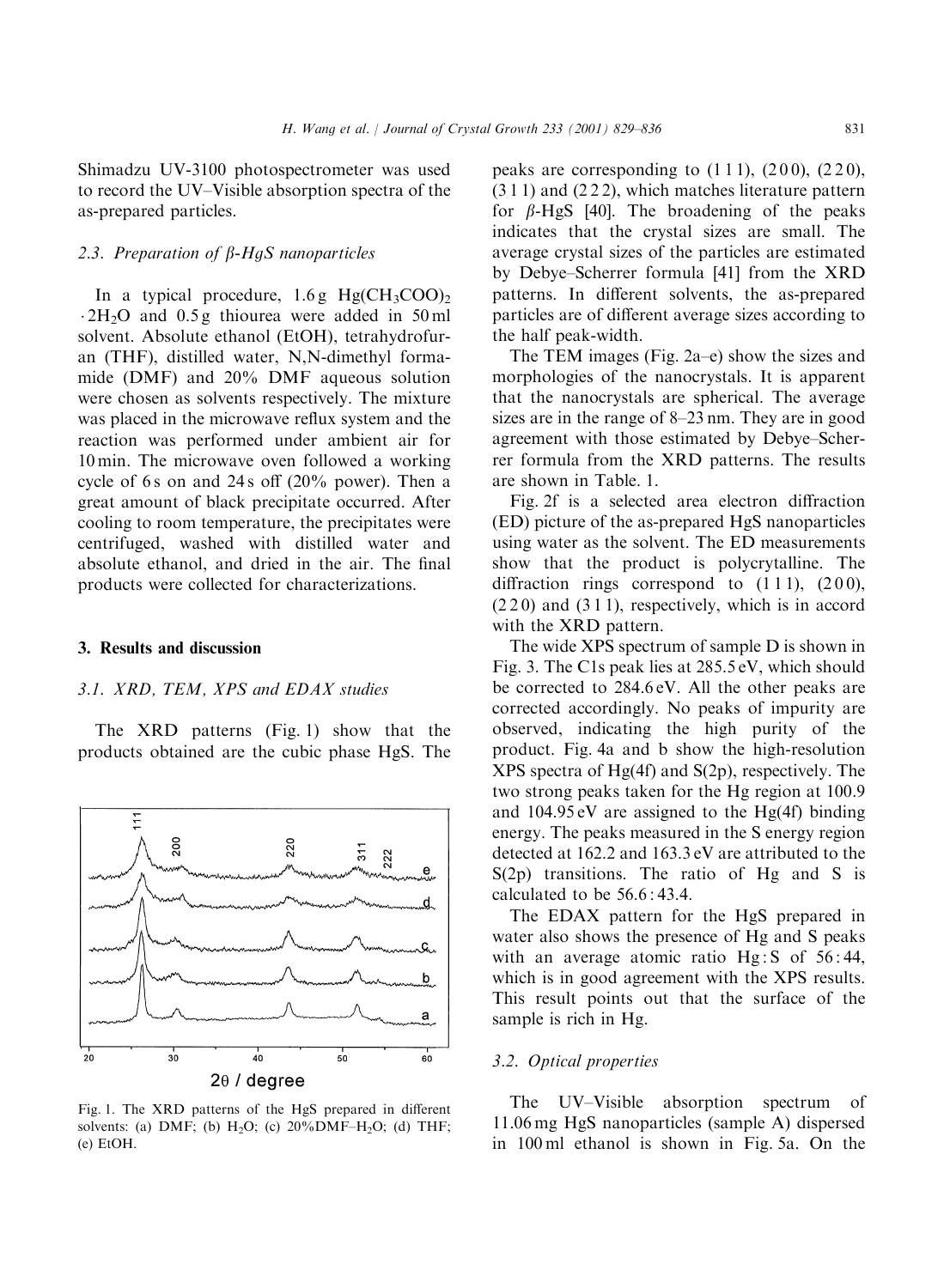Shimadzu UV-3100 photospectrometer was used to record the UV–Visible absorption spectra of the as-prepared particles.

### 2.3. Preparation of β-HgS nanoparticles

In a typical procedure, 1.6 g $Hg(CH_3COO)_2 \cdot 2H_2O$ and 0.5 g thiourea were added in 50 ml solvent. Absolute ethanol (EtOH), tetrahydrofuran (THF), distilled water, N,N-dimethyl formamide (DMF) and 20% DMF aqueous solution were chosen as solvents respectively. The mixture was placed in the microwave reflux system and the reaction was performed under ambient air for 10 min. The microwave oven followed a working cycle of 6 s on and 24 s off (20% power). Then a great amount of black precipitate occurred. After cooling to room temperature, the precipitates were centrifuged, washed with distilled water and absolute ethanol, and dried in the air. The final products were collected for characterizations.

## 3. Results and discussion

### 3.1. XRD, TEM, XPS and EDAX studies

The XRD patterns (Fig. 1) show that the products obtained are the cubic phase HgS. The peaks are corresponding to (1 1 1), (2 0 0), (2 2 0), (3 1 1) and (2 2 2), which matches literature pattern for β-HgS [40]. The broadening of the peaks indicates that the crystal sizes are small. The average crystal sizes of the particles are estimated by Debye–Scherrer formula [41] from the XRD patterns. In different solvents, the as-prepared particles are of different average sizes according to the half peak-width.

Fig. 1. The XRD patterns of the HgS prepared in different solvents: (a) DMF; (b) $H_2O$; (c) 20%DMF–$H_2O$; (d) THF; (e) EtOH.

The TEM images (Fig. 2a–e) show the sizes and morphologies of the nanocrystals. It is apparent that the nanocrystals are spherical. The average sizes are in the range of 8–23 nm. They are in good agreement with those estimated by Debye–Scherrer formula from the XRD patterns. The results are shown in Table. 1.

Fig. 2f is a selected area electron diffraction (ED) picture of the as-prepared HgS nanoparticles using water as the solvent. The ED measurements show that the product is polycrytalline. The diffraction rings correspond to (1 1 1), (2 0 0), (2 2 0) and (3 1 1), respectively, which is in accord with the XRD pattern.

The wide XPS spectrum of sample D is shown in Fig. 3. The C1s peak lies at 285.5 eV, which should be corrected to 284.6 eV. All the other peaks are corrected accordingly. No peaks of impurity are observed, indicating the high purity of the product. Fig. 4a and b show the high-resolution XPS spectra of Hg(4f) and S(2p), respectively. The two strong peaks taken for the Hg region at 100.9 and 104.95 eV are assigned to the Hg(4f) binding energy. The peaks measured in the S energy region detected at 162.2 and 163.3 eV are attributed to the S(2p) transitions. The ratio of Hg and S is calculated to be 56.6 : 43.4.

The EDAX pattern for the HgS prepared in water also shows the presence of Hg and S peaks with an average atomic ratio Hg : S of 56 : 44, which is in good agreement with the XPS results. This result points out that the surface of the sample is rich in Hg.

### 3.2. Optical properties

The UV–Visible absorption spectrum of 11.06 mg HgS nanoparticles (sample A) dispersed in 100 ml ethanol is shown in Fig. 5a. On the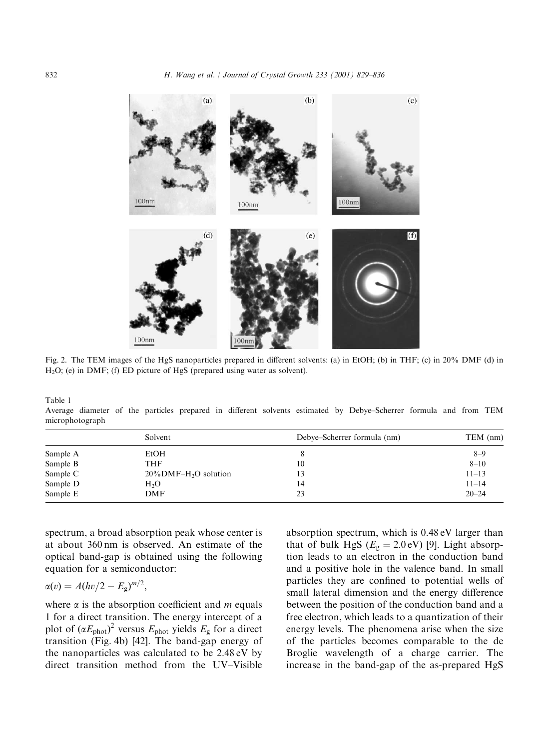Fig. 2. The TEM images of the HgS nanoparticles prepared in different solvents: (a) in EtOH; (b) in THF; (c) in 20% DMF (d) in $H_2O$; (e) in DMF; (f) ED picture of HgS (prepared using water as solvent).

Table 1
Average diameter of the particles prepared in different solvents estimated by Debye–Scherrer formula and from TEM microphotograph

| | Solvent | Debye–Scherrer formula (nm) | TEM (nm) |
|---|---|---|---|
| Sample A | EtOH | 8 | 8–9 |
| Sample B | THF | 10 | 8–10 |
| Sample C | 20%DMF–$H_2O$ solution | 13 | 11–13 |
| Sample D | $H_2O$ | 14 | 11–14 |
| Sample E | DMF | 23 | 20–24 |

spectrum, a broad absorption peak whose center is at about 360 nm is observed. An estimate of the optical band-gap is obtained using the following equation for a semiconductor:

$$\alpha(v) = A(hv/2 - E_g)^{m/2},$$

where $\alpha$ is the absorption coefficient and $m$ equals 1 for a direct transition. The energy intercept of a plot of $(\alpha E_{phot})^2$ versus $E_{phot}$ yields $E_g$ for a direct transition (Fig. 4b) [42]. The band-gap energy of the nanoparticles was calculated to be 2.48 eV by direct transition method from the UV–Visible absorption spectrum, which is 0.48 eV larger than that of bulk HgS ($E_g = 2.0$ eV) [9]. Light absorption leads to an electron in the conduction band and a positive hole in the valence band. In small particles they are confined to potential wells of small lateral dimension and the energy difference between the position of the conduction band and a free electron, which leads to a quantization of their energy levels. The phenomena arise when the size of the particles becomes comparable to the de Broglie wavelength of a charge carrier. The increase in the band-gap of the as-prepared HgS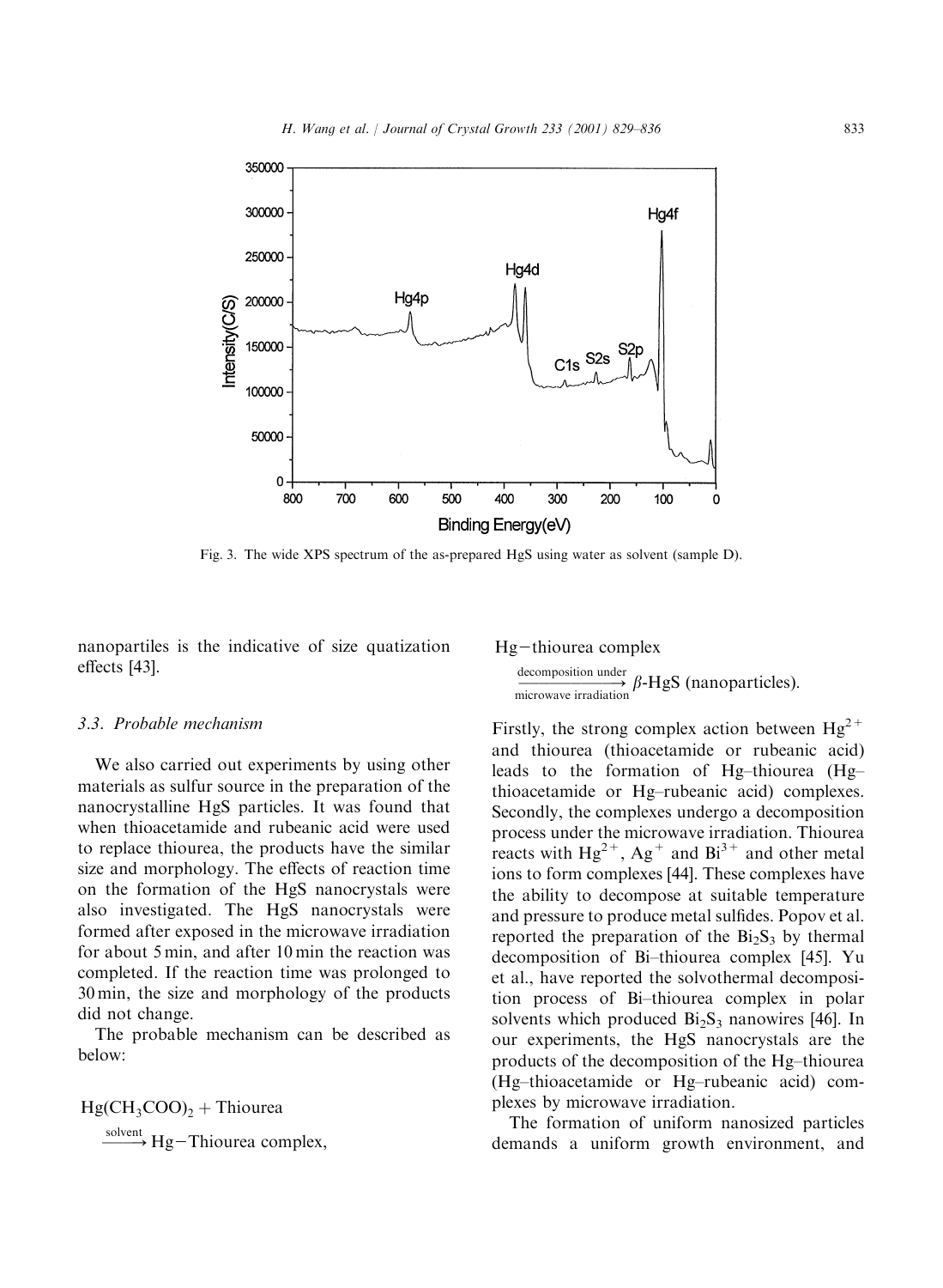Fig. 3. The wide XPS spectrum of the as-prepared HgS using water as solvent (sample D).

nanopartiles is the indicative of size quatization effects [43].

### 3.3. Probable mechanism

We also carried out experiments by using other materials as sulfur source in the preparation of the nanocrystalline HgS particles. It was found that when thioacetamide and rubeanic acid were used to replace thiourea, the products have the similar size and morphology. The effects of reaction time on the formation of the HgS nanocrystals were also investigated. The HgS nanocrystals were formed after exposed in the microwave irradiation for about 5 min, and after 10 min the reaction was completed. If the reaction time was prolonged to 30 min, the size and morphology of the products did not change.

The probable mechanism can be described as below:

$$Hg(CH_3COO)_2 + \text{Thiourea} \xrightarrow{\text{solvent}} \text{Hg-Thiourea complex},$$

$$\text{Hg-thiourea complex} \xrightarrow[\text{microwave irradiation}]{\text{decomposition under}} \beta\text{-HgS (nanoparticles)}.$$

Firstly, the strong complex action between $Hg^{2+}$ and thiourea (thioacetamide or rubeanic acid) leads to the formation of Hg–thiourea (Hg–thioacetamide or Hg–rubeanic acid) complexes. Secondly, the complexes undergo a decomposition process under the microwave irradiation. Thiourea reacts with $Hg^{2+}$, $Ag^{+}$ and $Bi^{3+}$ and other metal ions to form complexes [44]. These complexes have the ability to decompose at suitable temperature and pressure to produce metal sulfides. Popov et al. reported the preparation of the $Bi_2S_3$ by thermal decomposition of Bi–thiourea complex [45]. Yu et al., have reported the solvothermal decomposition process of Bi–thiourea complex in polar solvents which produced $Bi_2S_3$ nanowires [46]. In our experiments, the HgS nanocrystals are the products of the decomposition of the Hg–thiourea (Hg–thioacetamide or Hg–rubeanic acid) complexes by microwave irradiation.

The formation of uniform nanosized particles demands a uniform growth environment, and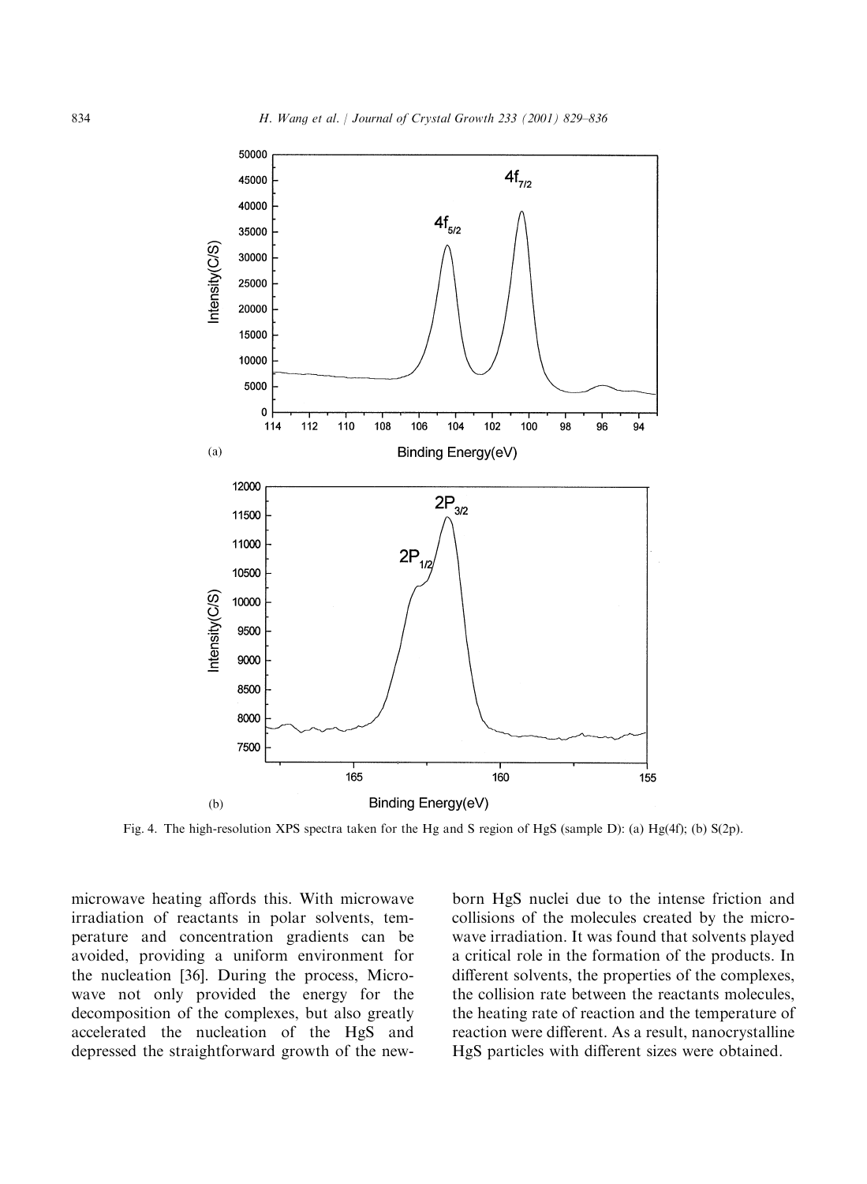Fig. 4. The high-resolution XPS spectra taken for the Hg and S region of HgS (sample D): (a) Hg(4f); (b) S(2p).

microwave heating affords this. With microwave irradiation of reactants in polar solvents, temperature and concentration gradients can be avoided, providing a uniform environment for the nucleation [36]. During the process, Microwave not only provided the energy for the decomposition of the complexes, but also greatly accelerated the nucleation of the HgS and depressed the straightforward growth of the new-born HgS nuclei due to the intense friction and collisions of the molecules created by the microwave irradiation. It was found that solvents played a critical role in the formation of the products. In different solvents, the properties of the complexes, the collision rate between the reactants molecules, the heating rate of reaction and the temperature of reaction were different. As a result, nanocrystalline HgS particles with different sizes were obtained.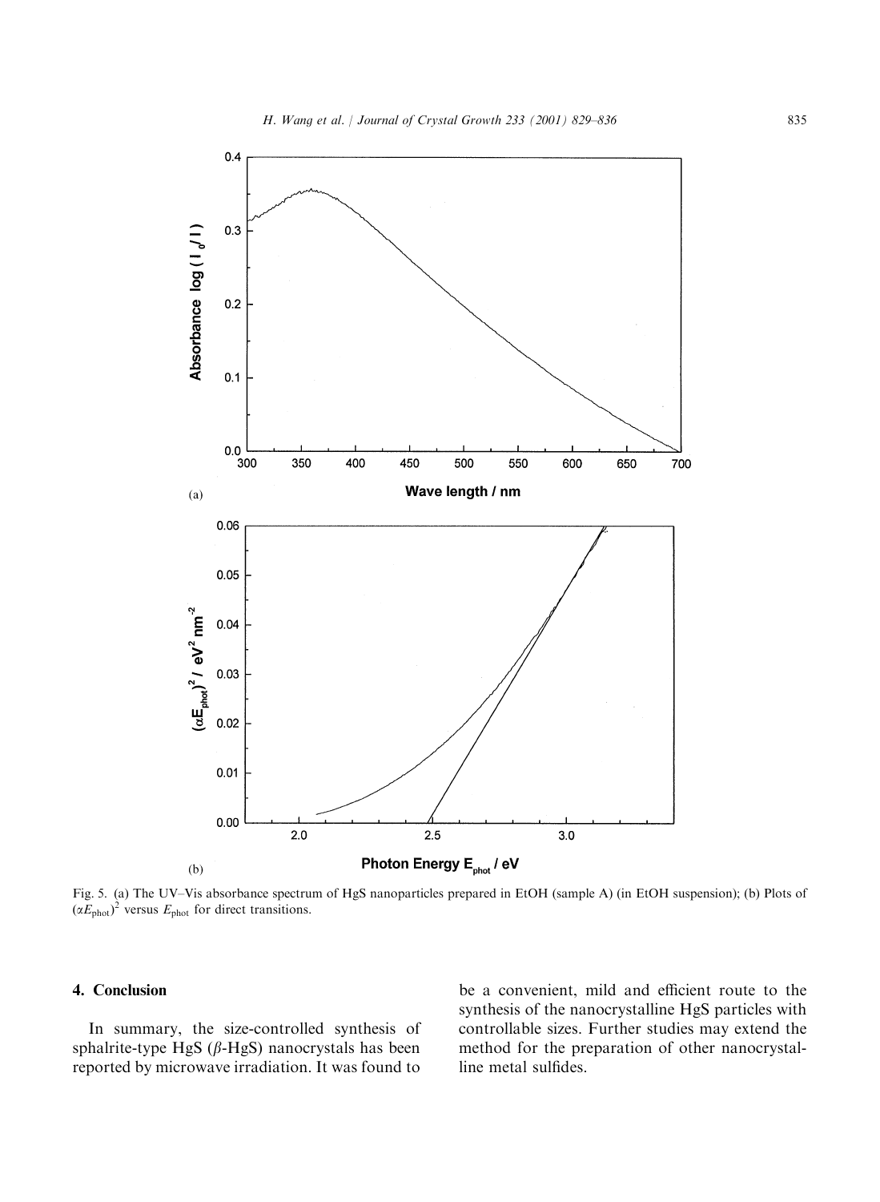Fig. 5. (a) The UV–Vis absorbance spectrum of HgS nanoparticles prepared in EtOH (sample A) (in EtOH suspension); (b) Plots of $(\alpha E_{\text{phot}})^2$ versus $E_{\text{phot}}$ for direct transitions.

## 4. Conclusion

In summary, the size-controlled synthesis of sphalrite-type HgS ($\beta$-HgS) nanocrystals has been reported by microwave irradiation. It was found to be a convenient, mild and efficient route to the synthesis of the nanocrystalline HgS particles with controllable sizes. Further studies may extend the method for the preparation of other nanocrystalline metal sulfides.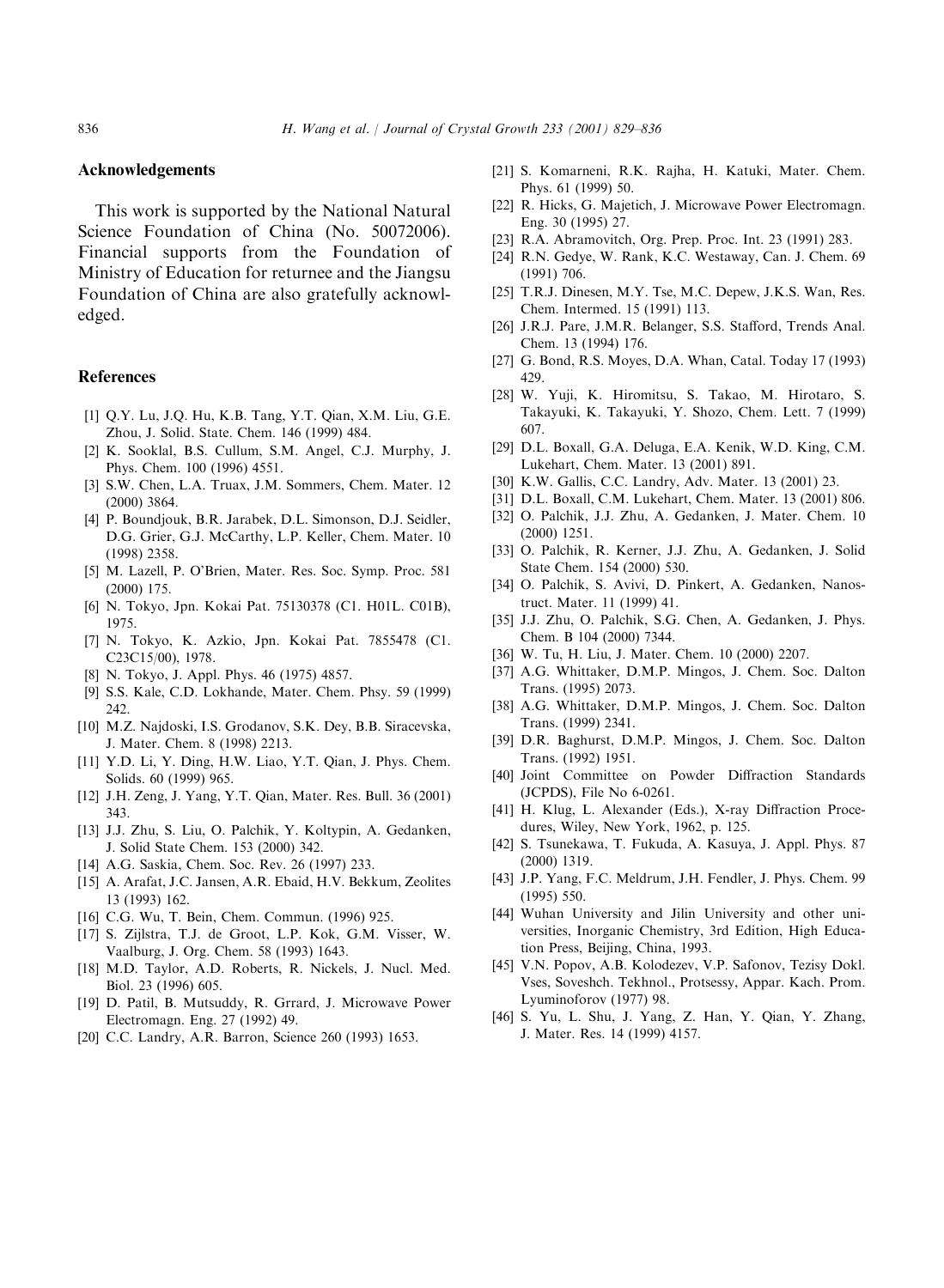## Acknowledgements

This work is supported by the National Natural Science Foundation of China (No. 50072006). Financial supports from the Foundation of Ministry of Education for returnee and the Jiangsu Foundation of China are also gratefully acknowledged.

## References

[1] Q.Y. Lu, J.Q. Hu, K.B. Tang, Y.T. Qian, X.M. Liu, G.E. Zhou, J. Solid. State. Chem. 146 (1999) 484.

[2] K. Sooklal, B.S. Cullum, S.M. Angel, C.J. Murphy, J. Phys. Chem. 100 (1996) 4551.

[3] S.W. Chen, L.A. Truax, J.M. Sommers, Chem. Mater. 12 (2000) 3864.

[4] P. Boundjouk, B.R. Jarabek, D.L. Simonson, D.J. Seidler, D.G. Grier, G.J. McCarthy, L.P. Keller, Chem. Mater. 10 (1998) 2358.

[5] M. Lazell, P. O'Brien, Mater. Res. Soc. Symp. Proc. 581 (2000) 175.

[6] N. Tokyo, Jpn. Kokai Pat. 75130378 (C1. H01L. C01B), 1975.

[7] N. Tokyo, K. Azkio, Jpn. Kokai Pat. 7855478 (C1. C23C15/00), 1978.

[8] N. Tokyo, J. Appl. Phys. 46 (1975) 4857.

[9] S.S. Kale, C.D. Lokhande, Mater. Chem. Phsy. 59 (1999) 242.

[10] M.Z. Najdoski, I.S. Grodanov, S.K. Dey, B.B. Siracevska, J. Mater. Chem. 8 (1998) 2213.

[11] Y.D. Li, Y. Ding, H.W. Liao, Y.T. Qian, J. Phys. Chem. Solids. 60 (1999) 965.

[12] J.H. Zeng, J. Yang, Y.T. Qian, Mater. Res. Bull. 36 (2001) 343.

[13] J.J. Zhu, S. Liu, O. Palchik, Y. Koltypin, A. Gedanken, J. Solid State Chem. 153 (2000) 342.

[14] A.G. Saskia, Chem. Soc. Rev. 26 (1997) 233.

[15] A. Arafat, J.C. Jansen, A.R. Ebaid, H.V. Bekkum, Zeolites 13 (1993) 162.

[16] C.G. Wu, T. Bein, Chem. Commun. (1996) 925.

[17] S. Zijlstra, T.J. de Groot, L.P. Kok, G.M. Visser, W. Vaalburg, J. Org. Chem. 58 (1993) 1643.

[18] M.D. Taylor, A.D. Roberts, R. Nickels, J. Nucl. Med. Biol. 23 (1996) 605.

[19] D. Patil, B. Mutsuddy, R. Grrard, J. Microwave Power Electromagn. Eng. 27 (1992) 49.

[20] C.C. Landry, A.R. Barron, Science 260 (1993) 1653.

[21] S. Komarneni, R.K. Rajha, H. Katuki, Mater. Chem. Phys. 61 (1999) 50.

[22] R. Hicks, G. Majetich, J. Microwave Power Electromagn. Eng. 30 (1995) 27.

[23] R.A. Abramovitch, Org. Prep. Proc. Int. 23 (1991) 283.

[24] R.N. Gedye, W. Rank, K.C. Westaway, Can. J. Chem. 69 (1991) 706.

[25] T.R.J. Dinesen, M.Y. Tse, M.C. Depew, J.K.S. Wan, Res. Chem. Intermed. 15 (1991) 113.

[26] J.R.J. Pare, J.M.R. Belanger, S.S. Stafford, Trends Anal. Chem. 13 (1994) 176.

[27] G. Bond, R.S. Moyes, D.A. Whan, Catal. Today 17 (1993) 429.

[28] W. Yuji, K. Hiromitsu, S. Takao, M. Hirotaro, S. Takayuki, K. Takayuki, Y. Shozo, Chem. Lett. 7 (1999) 607.

[29] D.L. Boxall, G.A. Deluga, E.A. Kenik, W.D. King, C.M. Lukehart, Chem. Mater. 13 (2001) 891.

[30] K.W. Gallis, C.C. Landry, Adv. Mater. 13 (2001) 23.

[31] D.L. Boxall, C.M. Lukehart, Chem. Mater. 13 (2001) 806.

[32] O. Palchik, J.J. Zhu, A. Gedanken, J. Mater. Chem. 10 (2000) 1251.

[33] O. Palchik, R. Kerner, J.J. Zhu, A. Gedanken, J. Solid State Chem. 154 (2000) 530.

[34] O. Palchik, S. Avivi, D. Pinkert, A. Gedanken, Nanostruct. Mater. 11 (1999) 41.

[35] J.J. Zhu, O. Palchik, S.G. Chen, A. Gedanken, J. Phys. Chem. B 104 (2000) 7344.

[36] W. Tu, H. Liu, J. Mater. Chem. 10 (2000) 2207.

[37] A.G. Whittaker, D.M.P. Mingos, J. Chem. Soc. Dalton Trans. (1995) 2073.

[38] A.G. Whittaker, D.M.P. Mingos, J. Chem. Soc. Dalton Trans. (1999) 2341.

[39] D.R. Baghurst, D.M.P. Mingos, J. Chem. Soc. Dalton Trans. (1992) 1951.

[40] Joint Committee on Powder Diffraction Standards (JCPDS), File No 6-0261.

[41] H. Klug, L. Alexander (Eds.), X-ray Diffraction Procedures, Wiley, New York, 1962, p. 125.

[42] S. Tsunekawa, T. Fukuda, A. Kasuya, J. Appl. Phys. 87 (2000) 1319.

[43] J.P. Yang, F.C. Meldrum, J.H. Fendler, J. Phys. Chem. 99 (1995) 550.

[44] Wuhan University and Jilin University and other universities, Inorganic Chemistry, 3rd Edition, High Education Press, Beijing, China, 1993.

[45] V.N. Popov, A.B. Kolodezev, V.P. Safonov, Tezisy Dokl. Vses, Soveshch. Tekhnol., Protsessy, Appar. Kach. Prom. Lyuminoforov (1977) 98.

[46] S. Yu, L. Shu, J. Yang, Z. Han, Y. Qian, Y. Zhang, J. Mater. Res. 14 (1999) 4157.